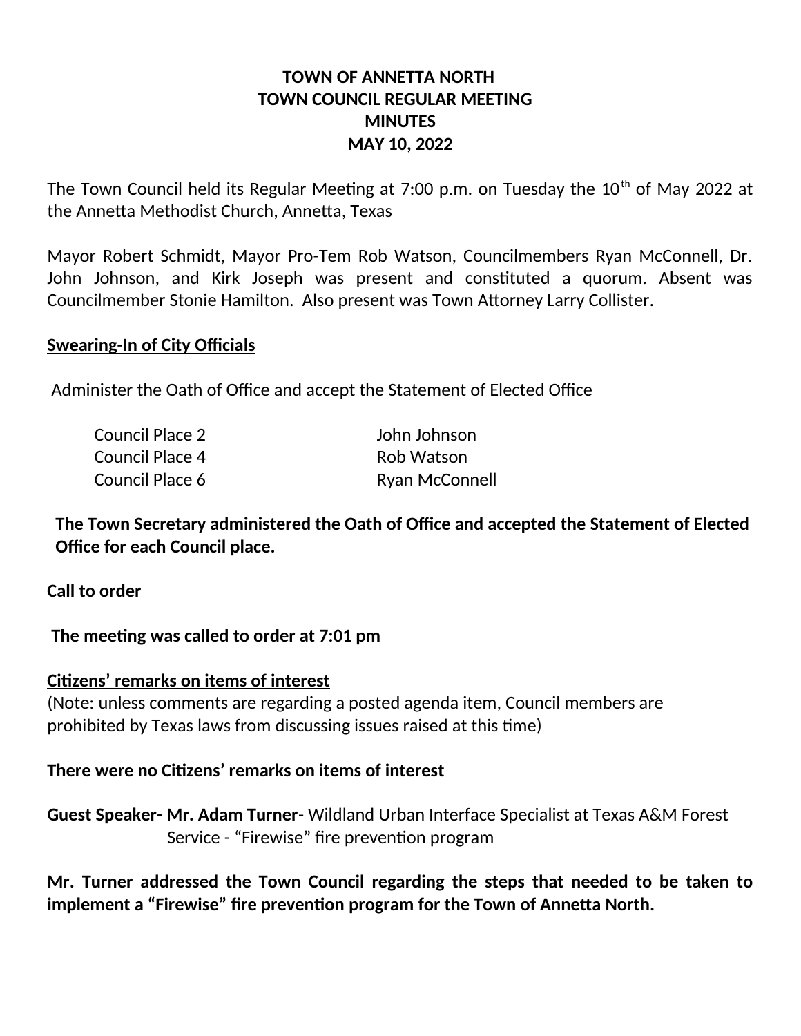# TOWN OF ANNETTA NORTH
## TOWN COUNCIL REGULAR MEETING
## MINUTES
## MAY 10, 2022

The Town Council held its Regular Meeting at 7:00 p.m. on Tuesday the 10th of May 2022 at the Annetta Methodist Church, Annetta, Texas

Mayor Robert Schmidt, Mayor Pro-Tem Rob Watson, Councilmembers Ryan McConnell, Dr. John Johnson, and Kirk Joseph was present and constituted a quorum. Absent was Councilmember Stonie Hamilton. Also present was Town Attorney Larry Collister.

**Swearing-In of City Officials**

Administer the Oath of Office and accept the Statement of Elected Office

| | |
|---|---|
| Council Place 2 | John Johnson |
| Council Place 4 | Rob Watson |
| Council Place 6 | Ryan McConnell |

**The Town Secretary administered the Oath of Office and accepted the Statement of Elected Office for each Council place.**

**Call to order**

**The meeting was called to order at 7:01 pm**

**Citizens' remarks on items of interest**

(Note: unless comments are regarding a posted agenda item, Council members are prohibited by Texas laws from discussing issues raised at this time)

**There were no Citizens' remarks on items of interest**

**Guest Speaker- Mr. Adam Turner**- Wildland Urban Interface Specialist at Texas A&M Forest Service - "Firewise" fire prevention program

**Mr. Turner addressed the Town Council regarding the steps that needed to be taken to implement a "Firewise" fire prevention program for the Town of Annetta North.**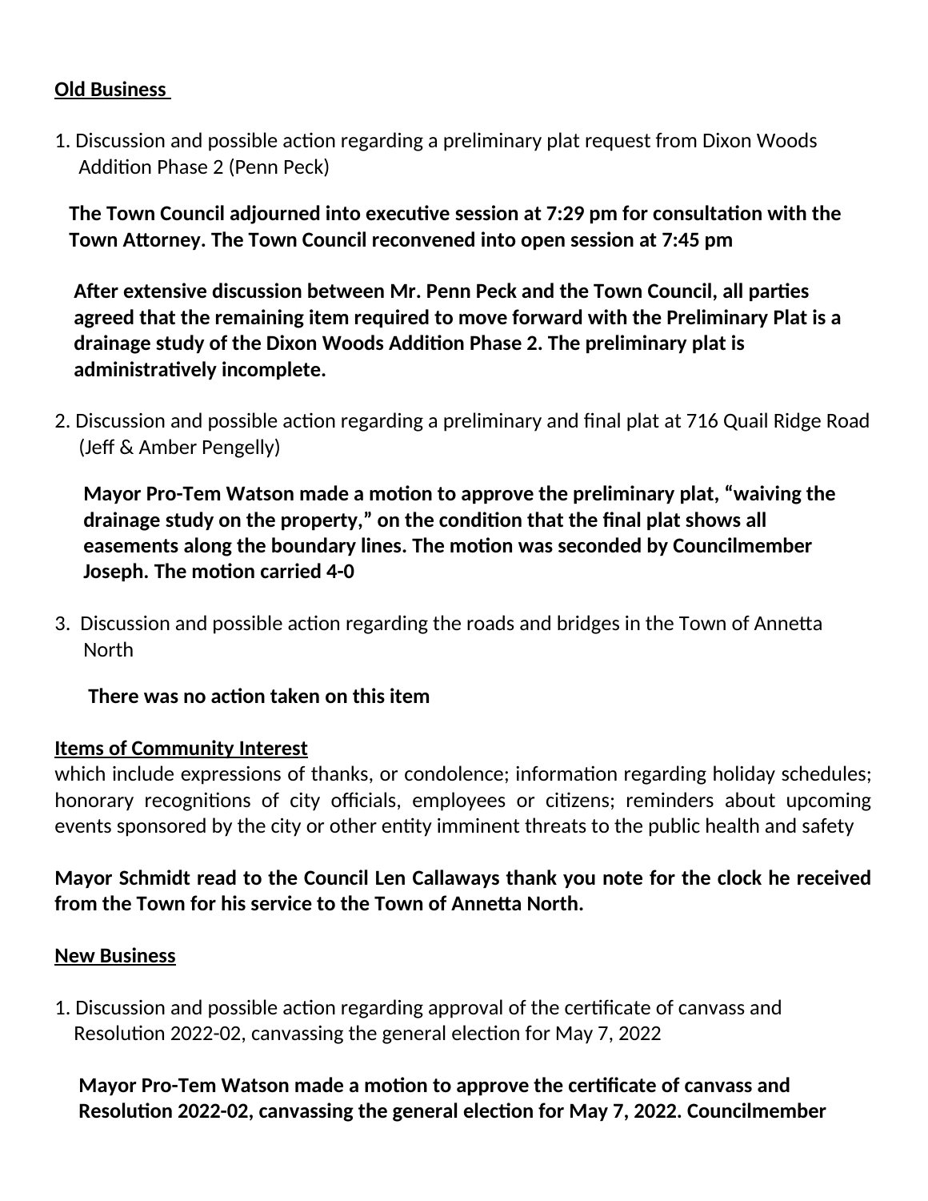**Old Business**

1. Discussion and possible action regarding a preliminary plat request from Dixon Woods Addition Phase 2 (Penn Peck)

   **The Town Council adjourned into executive session at 7:29 pm for consultation with the Town Attorney. The Town Council reconvened into open session at 7:45 pm**

   **After extensive discussion between Mr. Penn Peck and the Town Council, all parties agreed that the remaining item required to move forward with the Preliminary Plat is a drainage study of the Dixon Woods Addition Phase 2. The preliminary plat is administratively incomplete.**

2. Discussion and possible action regarding a preliminary and final plat at 716 Quail Ridge Road (Jeff & Amber Pengelly)

   **Mayor Pro-Tem Watson made a motion to approve the preliminary plat, "waiving the drainage study on the property," on the condition that the final plat shows all easements along the boundary lines. The motion was seconded by Councilmember Joseph. The motion carried 4-0**

3. Discussion and possible action regarding the roads and bridges in the Town of Annetta North

   **There was no action taken on this item**

**Items of Community Interest**
which include expressions of thanks, or condolence; information regarding holiday schedules; honorary recognitions of city officials, employees or citizens; reminders about upcoming events sponsored by the city or other entity imminent threats to the public health and safety

**Mayor Schmidt read to the Council Len Callaways thank you note for the clock he received from the Town for his service to the Town of Annetta North.**

**New Business**

1. Discussion and possible action regarding approval of the certificate of canvass and Resolution 2022-02, canvassing the general election for May 7, 2022

   **Mayor Pro-Tem Watson made a motion to approve the certificate of canvass and Resolution 2022-02, canvassing the general election for May 7, 2022. Councilmember**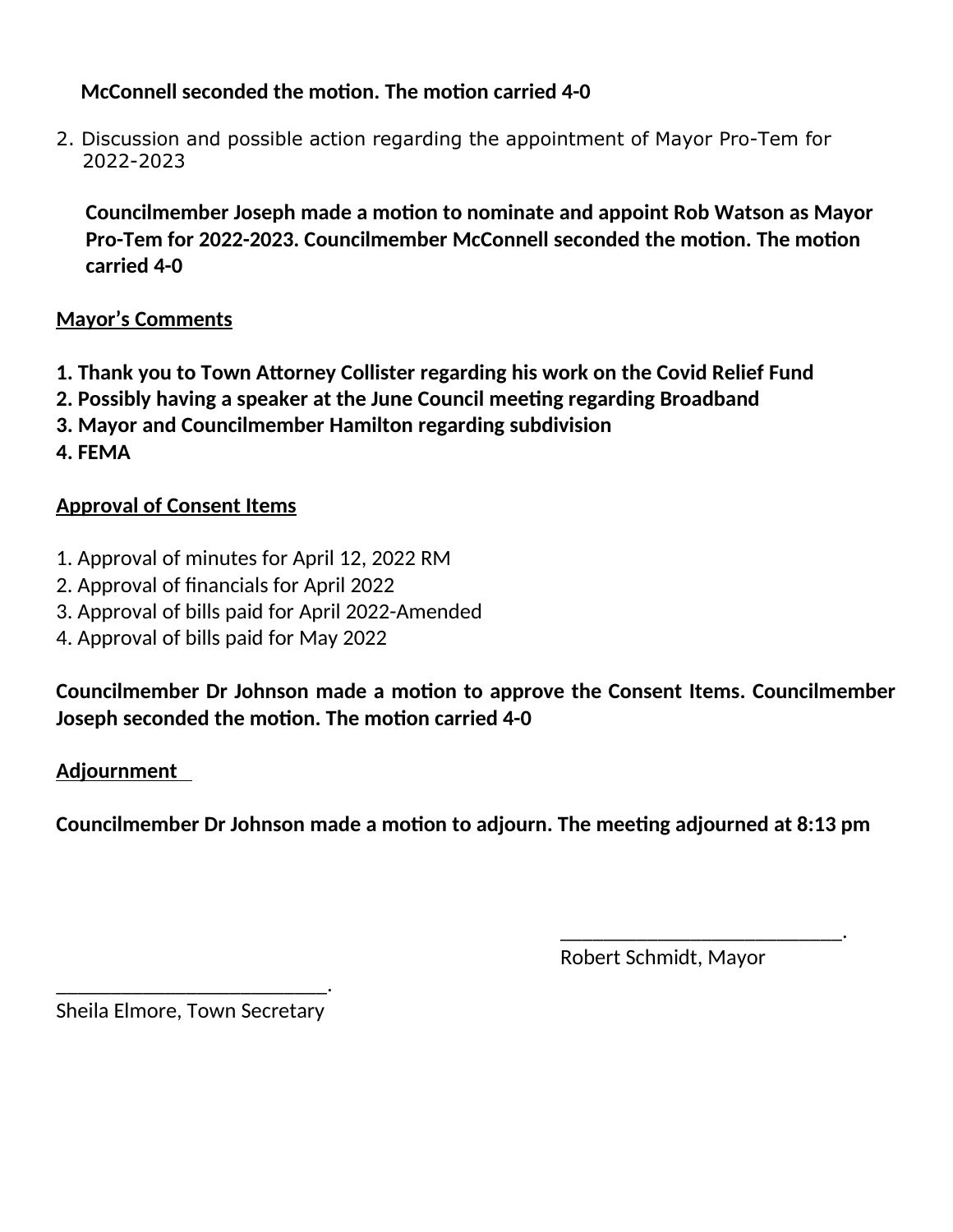**McConnell seconded the motion. The motion carried 4-0**

2. Discussion and possible action regarding the appointment of Mayor Pro-Tem for 2022-2023

**Councilmember Joseph made a motion to nominate and appoint Rob Watson as Mayor Pro-Tem for 2022-2023. Councilmember McConnell seconded the motion. The motion carried 4-0**

**Mayor's Comments**

**1. Thank you to Town Attorney Collister regarding his work on the Covid Relief Fund**
**2. Possibly having a speaker at the June Council meeting regarding Broadband**
**3. Mayor and Councilmember Hamilton regarding subdivision**
**4. FEMA**

**Approval of Consent Items**

1. Approval of minutes for April 12, 2022 RM
2. Approval of financials for April 2022
3. Approval of bills paid for April 2022-Amended
4. Approval of bills paid for May 2022

**Councilmember Dr Johnson made a motion to approve the Consent Items. Councilmember Joseph seconded the motion. The motion carried 4-0**

**Adjournment**

**Councilmember Dr Johnson made a motion to adjourn. The meeting adjourned at 8:13 pm**

___________________________.
Robert Schmidt, Mayor

___________________________.
Sheila Elmore, Town Secretary